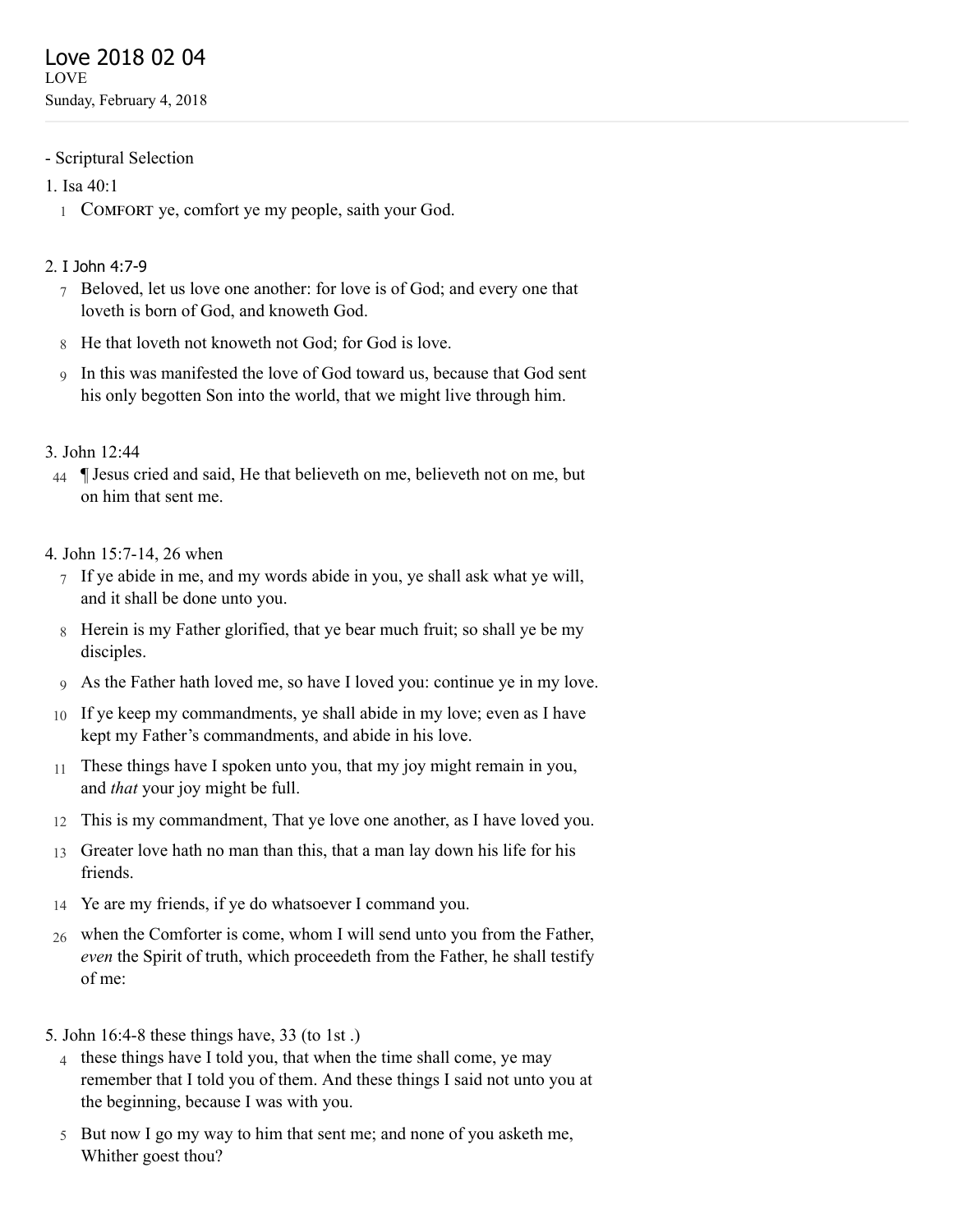# Love 2018 02 04

LOVE

Sunday, February 4, 2018

- Scriptural Selection

1. Isa 40:1

1 COMFORT ye, comfort ye my people, saith your God.

2. I John 4:7-9

7 Beloved, let us love one another: for love is of God; and every one that loveth is born of God, and knoweth God.

8 He that loveth not knoweth not God; for God is love.

9 In this was manifested the love of God toward us, because that God sent his only begotten Son into the world, that we might live through him.

3. John 12:44

44 ¶ Jesus cried and said, He that believeth on me, believeth not on me, but on him that sent me.

4. John 15:7-14, 26 when

7 If ye abide in me, and my words abide in you, ye shall ask what ye will, and it shall be done unto you.

8 Herein is my Father glorified, that ye bear much fruit; so shall ye be my disciples.

9 As the Father hath loved me, so have I loved you: continue ye in my love.

10 If ye keep my commandments, ye shall abide in my love; even as I have kept my Father's commandments, and abide in his love.

11 These things have I spoken unto you, that my joy might remain in you, and *that* your joy might be full.

12 This is my commandment, That ye love one another, as I have loved you.

13 Greater love hath no man than this, that a man lay down his life for his friends.

14 Ye are my friends, if ye do whatsoever I command you.

26 when the Comforter is come, whom I will send unto you from the Father, *even* the Spirit of truth, which proceedeth from the Father, he shall testify of me:

5. John 16:4-8 these things have, 33 (to 1st .)

4 these things have I told you, that when the time shall come, ye may remember that I told you of them. And these things I said not unto you at the beginning, because I was with you.

5 But now I go my way to him that sent me; and none of you asketh me, Whither goest thou?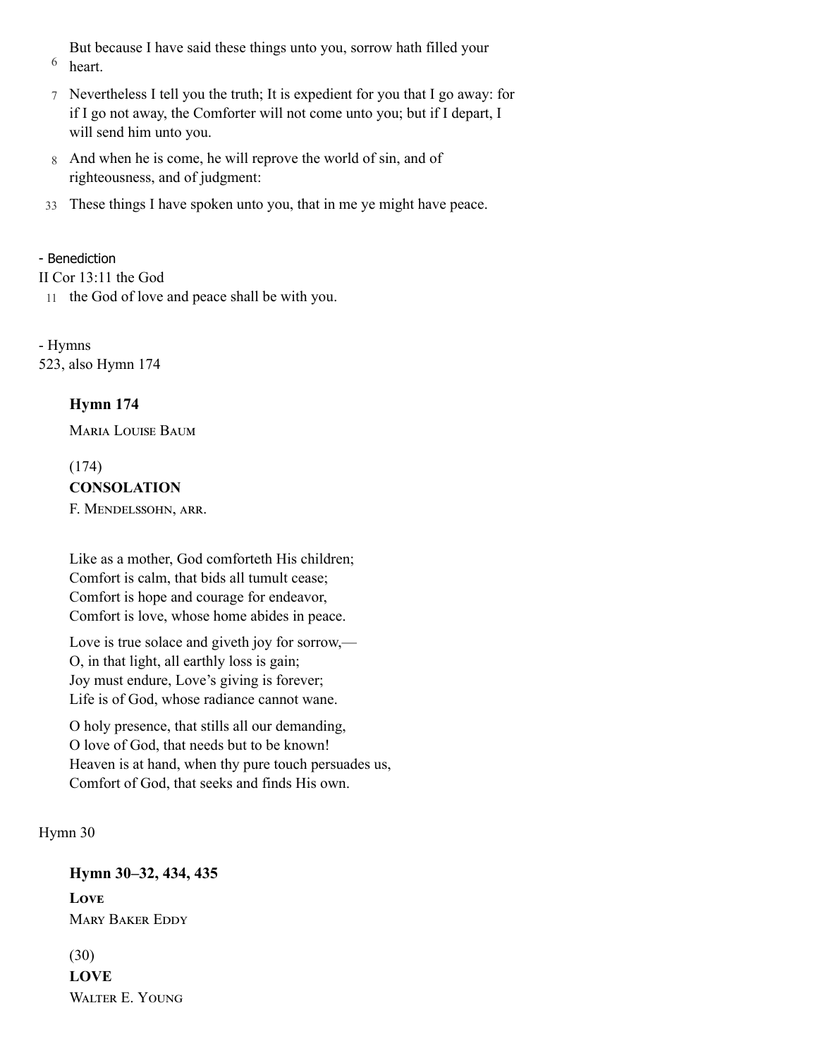6 But because I have said these things unto you, sorrow hath filled your heart.

7 Nevertheless I tell you the truth; It is expedient for you that I go away: for if I go not away, the Comforter will not come unto you; but if I depart, I will send him unto you.

8 And when he is come, he will reprove the world of sin, and of righteousness, and of judgment:

33 These things I have spoken unto you, that in me ye might have peace.

- Benediction

II Cor 13:11 the God

11 the God of love and peace shall be with you.

- Hymns

523, also Hymn 174

**Hymn 174**

Maria Louise Baum

(174)

**CONSOLATION**

F. Mendelssohn, arr.

Like as a mother, God comforteth His children;
Comfort is calm, that bids all tumult cease;
Comfort is hope and courage for endeavor,
Comfort is love, whose home abides in peace.

Love is true solace and giveth joy for sorrow,—
O, in that light, all earthly loss is gain;
Joy must endure, Love's giving is forever;
Life is of God, whose radiance cannot wane.

O holy presence, that stills all our demanding,
O love of God, that needs but to be known!
Heaven is at hand, when thy pure touch persuades us,
Comfort of God, that seeks and finds His own.

Hymn 30

**Hymn 30–32, 434, 435**

**Love**

Mary Baker Eddy

(30)

**LOVE**

Walter E. Young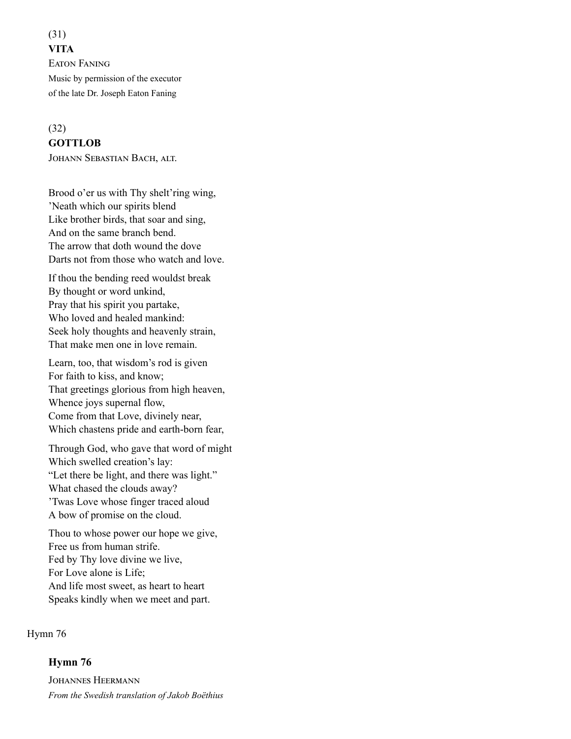(31)

**VITA**

Eaton Faning

Music by permission of the executor
of the late Dr. Joseph Eaton Faning

(32)

**GOTTLOB**

Johann Sebastian Bach, alt.

Brood o'er us with Thy shelt'ring wing,
'Neath which our spirits blend
Like brother birds, that soar and sing,
And on the same branch bend.
The arrow that doth wound the dove
Darts not from those who watch and love.

If thou the bending reed wouldst break
By thought or word unkind,
Pray that his spirit you partake,
Who loved and healed mankind:
Seek holy thoughts and heavenly strain,
That make men one in love remain.

Learn, too, that wisdom's rod is given
For faith to kiss, and know;
That greetings glorious from high heaven,
Whence joys supernal flow,
Come from that Love, divinely near,
Which chastens pride and earth-born fear,

Through God, who gave that word of might
Which swelled creation's lay:
"Let there be light, and there was light."
What chased the clouds away?
'Twas Love whose finger traced aloud
A bow of promise on the cloud.

Thou to whose power our hope we give,
Free us from human strife.
Fed by Thy love divine we live,
For Love alone is Life;
And life most sweet, as heart to heart
Speaks kindly when we meet and part.

Hymn 76

## Hymn 76

Johannes Heermann

*From the Swedish translation of Jakob Boëthius*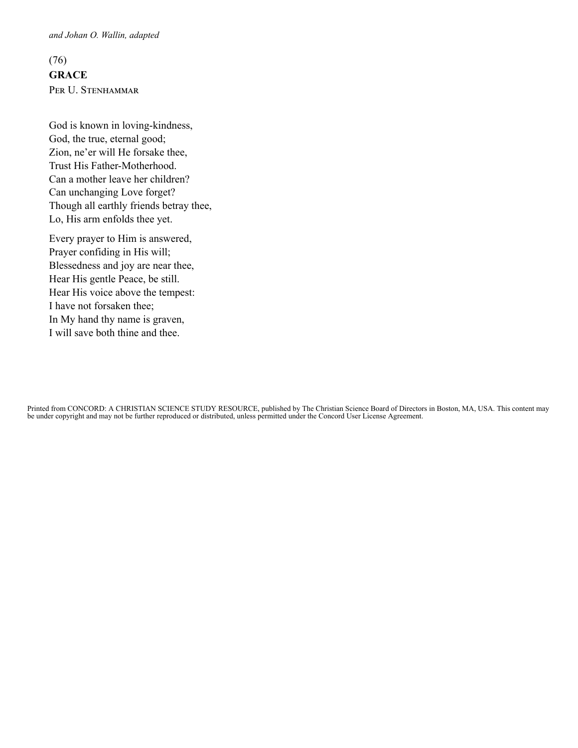*and Johan O. Wallin, adapted*

(76)

**GRACE**

Per U. Stenhammar

God is known in loving-kindness,
God, the true, eternal good;
Zion, ne'er will He forsake thee,
Trust His Father-Motherhood.
Can a mother leave her children?
Can unchanging Love forget?
Though all earthly friends betray thee,
Lo, His arm enfolds thee yet.

Every prayer to Him is answered,
Prayer confiding in His will;
Blessedness and joy are near thee,
Hear His gentle Peace, be still.
Hear His voice above the tempest:
I have not forsaken thee;
In My hand thy name is graven,
I will save both thine and thee.

Printed from CONCORD: A CHRISTIAN SCIENCE STUDY RESOURCE, published by The Christian Science Board of Directors in Boston, MA, USA. This content may be under copyright and may not be further reproduced or distributed, unless permitted under the Concord User License Agreement.